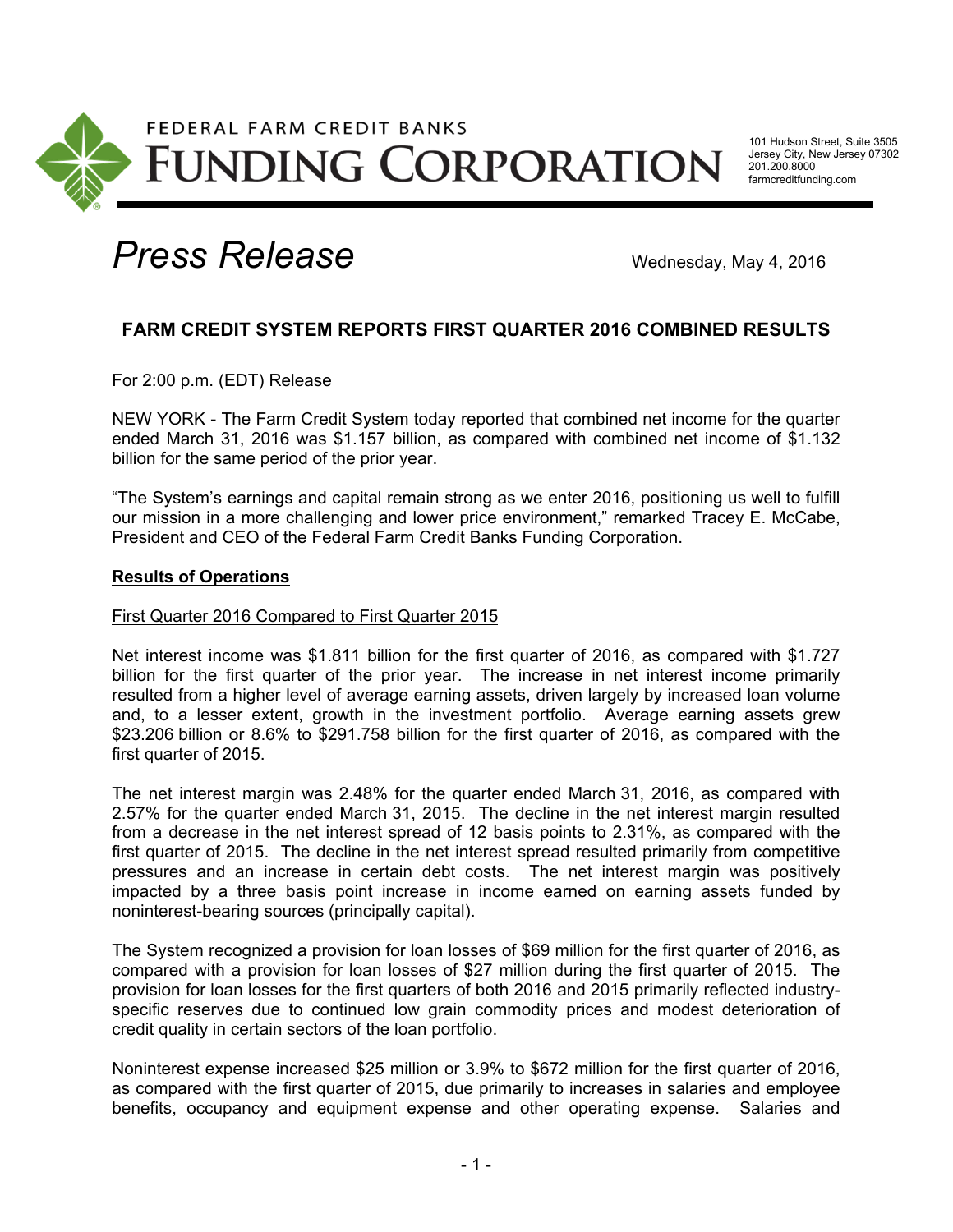FEDERAL FARM CREDIT BANKS

# FUNDING CORPORATION

101 Hudson Street, Suite 3505
Jersey City, New Jersey 07302
201.200.8000
farmcreditfunding.com

*Press Release*

Wednesday, May 4, 2016

## FARM CREDIT SYSTEM REPORTS FIRST QUARTER 2016 COMBINED RESULTS

For 2:00 p.m. (EDT) Release

NEW YORK - The Farm Credit System today reported that combined net income for the quarter ended March 31, 2016 was $1.157 billion, as compared with combined net income of $1.132 billion for the same period of the prior year.

"The System's earnings and capital remain strong as we enter 2016, positioning us well to fulfill our mission in a more challenging and lower price environment," remarked Tracey E. McCabe, President and CEO of the Federal Farm Credit Banks Funding Corporation.

### Results of Operations

#### First Quarter 2016 Compared to First Quarter 2015

Net interest income was $1.811 billion for the first quarter of 2016, as compared with $1.727 billion for the first quarter of the prior year. The increase in net interest income primarily resulted from a higher level of average earning assets, driven largely by increased loan volume and, to a lesser extent, growth in the investment portfolio. Average earning assets grew $23.206 billion or 8.6% to $291.758 billion for the first quarter of 2016, as compared with the first quarter of 2015.

The net interest margin was 2.48% for the quarter ended March 31, 2016, as compared with 2.57% for the quarter ended March 31, 2015. The decline in the net interest margin resulted from a decrease in the net interest spread of 12 basis points to 2.31%, as compared with the first quarter of 2015. The decline in the net interest spread resulted primarily from competitive pressures and an increase in certain debt costs. The net interest margin was positively impacted by a three basis point increase in income earned on earning assets funded by noninterest-bearing sources (principally capital).

The System recognized a provision for loan losses of $69 million for the first quarter of 2016, as compared with a provision for loan losses of $27 million during the first quarter of 2015. The provision for loan losses for the first quarters of both 2016 and 2015 primarily reflected industry-specific reserves due to continued low grain commodity prices and modest deterioration of credit quality in certain sectors of the loan portfolio.

Noninterest expense increased $25 million or 3.9% to $672 million for the first quarter of 2016, as compared with the first quarter of 2015, due primarily to increases in salaries and employee benefits, occupancy and equipment expense and other operating expense. Salaries and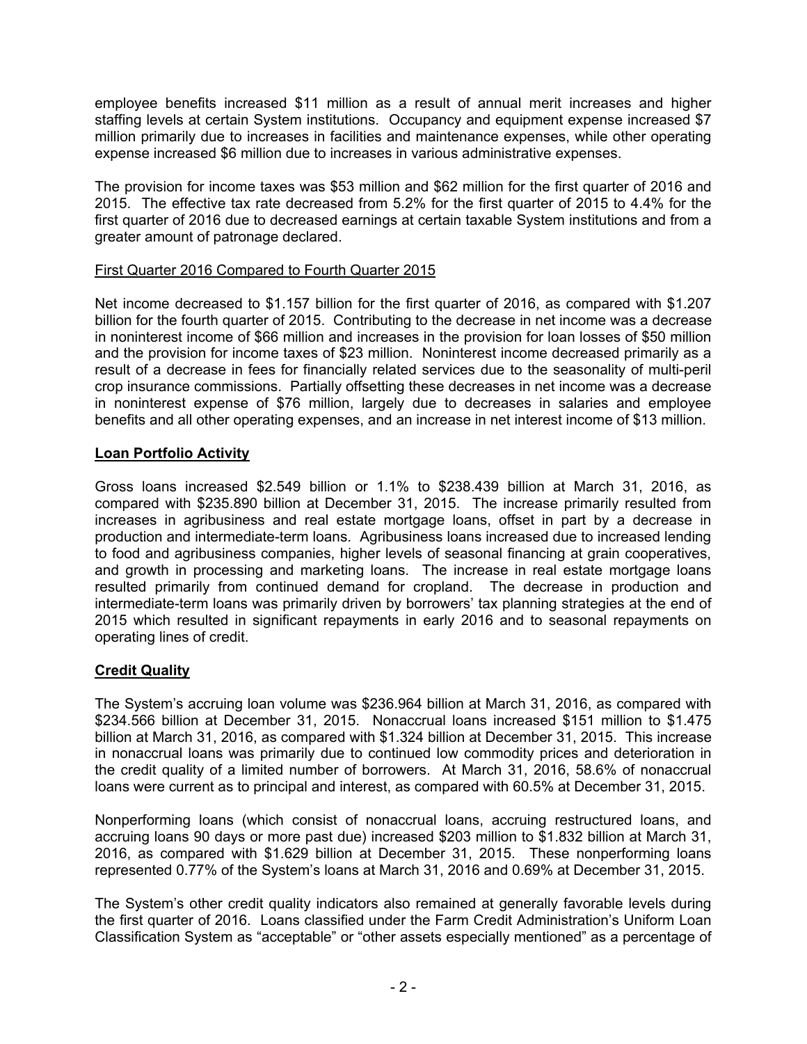employee benefits increased $11 million as a result of annual merit increases and higher staffing levels at certain System institutions. Occupancy and equipment expense increased $7 million primarily due to increases in facilities and maintenance expenses, while other operating expense increased $6 million due to increases in various administrative expenses.

The provision for income taxes was $53 million and $62 million for the first quarter of 2016 and 2015. The effective tax rate decreased from 5.2% for the first quarter of 2015 to 4.4% for the first quarter of 2016 due to decreased earnings at certain taxable System institutions and from a greater amount of patronage declared.

First Quarter 2016 Compared to Fourth Quarter 2015

Net income decreased to $1.157 billion for the first quarter of 2016, as compared with $1.207 billion for the fourth quarter of 2015. Contributing to the decrease in net income was a decrease in noninterest income of $66 million and increases in the provision for loan losses of $50 million and the provision for income taxes of $23 million. Noninterest income decreased primarily as a result of a decrease in fees for financially related services due to the seasonality of multi-peril crop insurance commissions. Partially offsetting these decreases in net income was a decrease in noninterest expense of $76 million, largely due to decreases in salaries and employee benefits and all other operating expenses, and an increase in net interest income of $13 million.

## Loan Portfolio Activity

Gross loans increased $2.549 billion or 1.1% to $238.439 billion at March 31, 2016, as compared with $235.890 billion at December 31, 2015. The increase primarily resulted from increases in agribusiness and real estate mortgage loans, offset in part by a decrease in production and intermediate-term loans. Agribusiness loans increased due to increased lending to food and agribusiness companies, higher levels of seasonal financing at grain cooperatives, and growth in processing and marketing loans. The increase in real estate mortgage loans resulted primarily from continued demand for cropland. The decrease in production and intermediate-term loans was primarily driven by borrowers' tax planning strategies at the end of 2015 which resulted in significant repayments in early 2016 and to seasonal repayments on operating lines of credit.

## Credit Quality

The System's accruing loan volume was $236.964 billion at March 31, 2016, as compared with $234.566 billion at December 31, 2015. Nonaccrual loans increased $151 million to $1.475 billion at March 31, 2016, as compared with $1.324 billion at December 31, 2015. This increase in nonaccrual loans was primarily due to continued low commodity prices and deterioration in the credit quality of a limited number of borrowers. At March 31, 2016, 58.6% of nonaccrual loans were current as to principal and interest, as compared with 60.5% at December 31, 2015.

Nonperforming loans (which consist of nonaccrual loans, accruing restructured loans, and accruing loans 90 days or more past due) increased $203 million to $1.832 billion at March 31, 2016, as compared with $1.629 billion at December 31, 2015. These nonperforming loans represented 0.77% of the System's loans at March 31, 2016 and 0.69% at December 31, 2015.

The System's other credit quality indicators also remained at generally favorable levels during the first quarter of 2016. Loans classified under the Farm Credit Administration's Uniform Loan Classification System as "acceptable" or "other assets especially mentioned" as a percentage of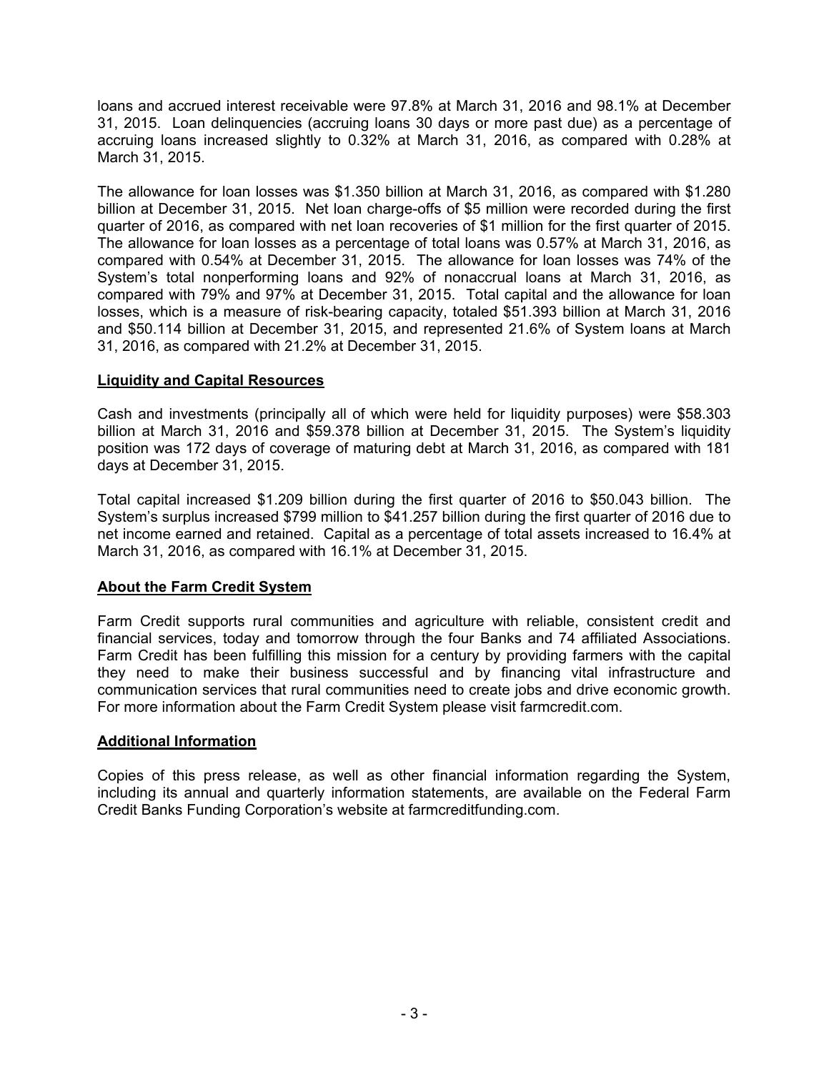loans and accrued interest receivable were 97.8% at March 31, 2016 and 98.1% at December 31, 2015. Loan delinquencies (accruing loans 30 days or more past due) as a percentage of accruing loans increased slightly to 0.32% at March 31, 2016, as compared with 0.28% at March 31, 2015.

The allowance for loan losses was $1.350 billion at March 31, 2016, as compared with $1.280 billion at December 31, 2015. Net loan charge-offs of $5 million were recorded during the first quarter of 2016, as compared with net loan recoveries of $1 million for the first quarter of 2015. The allowance for loan losses as a percentage of total loans was 0.57% at March 31, 2016, as compared with 0.54% at December 31, 2015. The allowance for loan losses was 74% of the System's total nonperforming loans and 92% of nonaccrual loans at March 31, 2016, as compared with 79% and 97% at December 31, 2015. Total capital and the allowance for loan losses, which is a measure of risk-bearing capacity, totaled $51.393 billion at March 31, 2016 and $50.114 billion at December 31, 2015, and represented 21.6% of System loans at March 31, 2016, as compared with 21.2% at December 31, 2015.

## Liquidity and Capital Resources

Cash and investments (principally all of which were held for liquidity purposes) were $58.303 billion at March 31, 2016 and $59.378 billion at December 31, 2015. The System's liquidity position was 172 days of coverage of maturing debt at March 31, 2016, as compared with 181 days at December 31, 2015.

Total capital increased $1.209 billion during the first quarter of 2016 to $50.043 billion. The System's surplus increased $799 million to $41.257 billion during the first quarter of 2016 due to net income earned and retained. Capital as a percentage of total assets increased to 16.4% at March 31, 2016, as compared with 16.1% at December 31, 2015.

## About the Farm Credit System

Farm Credit supports rural communities and agriculture with reliable, consistent credit and financial services, today and tomorrow through the four Banks and 74 affiliated Associations. Farm Credit has been fulfilling this mission for a century by providing farmers with the capital they need to make their business successful and by financing vital infrastructure and communication services that rural communities need to create jobs and drive economic growth. For more information about the Farm Credit System please visit farmcredit.com.

## Additional Information

Copies of this press release, as well as other financial information regarding the System, including its annual and quarterly information statements, are available on the Federal Farm Credit Banks Funding Corporation's website at farmcreditfunding.com.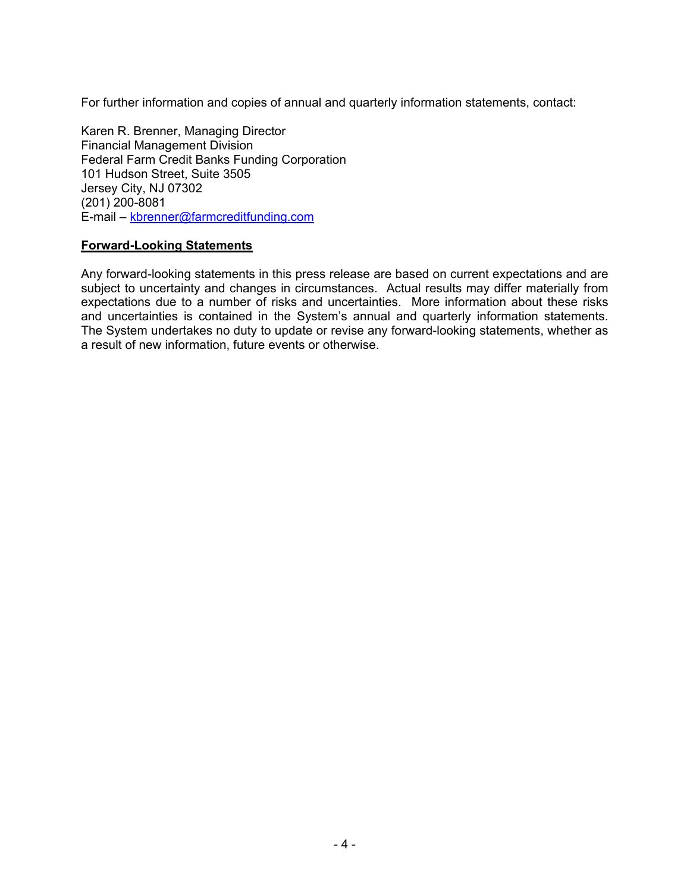For further information and copies of annual and quarterly information statements, contact:

Karen R. Brenner, Managing Director
Financial Management Division
Federal Farm Credit Banks Funding Corporation
101 Hudson Street, Suite 3505
Jersey City, NJ 07302
(201) 200-8081
E-mail – kbrenner@farmcreditfunding.com

**Forward-Looking Statements**

Any forward-looking statements in this press release are based on current expectations and are subject to uncertainty and changes in circumstances. Actual results may differ materially from expectations due to a number of risks and uncertainties. More information about these risks and uncertainties is contained in the System's annual and quarterly information statements. The System undertakes no duty to update or revise any forward-looking statements, whether as a result of new information, future events or otherwise.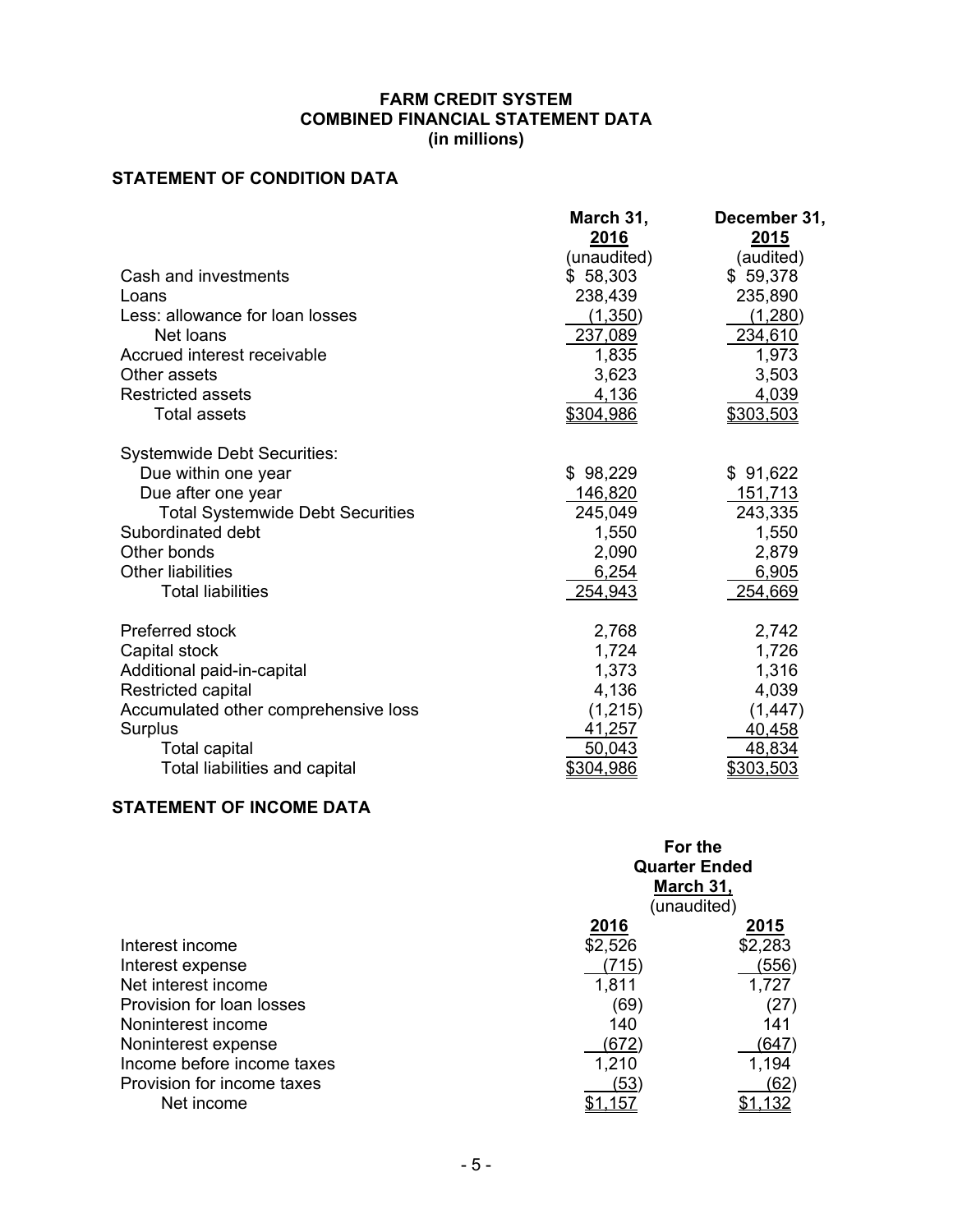# FARM CREDIT SYSTEM
## COMBINED FINANCIAL STATEMENT DATA
**(in millions)**

### STATEMENT OF CONDITION DATA

| | March 31, 2016 (unaudited) | December 31, 2015 (audited) |
|---|---|---|
| Cash and investments | $ 58,303 | $ 59,378 |
| Loans | 238,439 | 235,890 |
| Less: allowance for loan losses | (1,350) | (1,280) |
| Net loans | 237,089 | 234,610 |
| Accrued interest receivable | 1,835 | 1,973 |
| Other assets | 3,623 | 3,503 |
| Restricted assets | 4,136 | 4,039 |
| Total assets | $304,986 | $303,503 |
| Systemwide Debt Securities: | | |
| Due within one year | $ 98,229 | $ 91,622 |
| Due after one year | 146,820 | 151,713 |
| Total Systemwide Debt Securities | 245,049 | 243,335 |
| Subordinated debt | 1,550 | 1,550 |
| Other bonds | 2,090 | 2,879 |
| Other liabilities | 6,254 | 6,905 |
| Total liabilities | 254,943 | 254,669 |
| Preferred stock | 2,768 | 2,742 |
| Capital stock | 1,724 | 1,726 |
| Additional paid-in-capital | 1,373 | 1,316 |
| Restricted capital | 4,136 | 4,039 |
| Accumulated other comprehensive loss | (1,215) | (1,447) |
| Surplus | 41,257 | 40,458 |
| Total capital | 50,043 | 48,834 |
| Total liabilities and capital | $304,986 | $303,503 |

### STATEMENT OF INCOME DATA

| | For the Quarter Ended March 31, (unaudited) | |
|---|---|---|
| | 2016 | 2015 |
| Interest income | $2,526 | $2,283 |
| Interest expense | (715) | (556) |
| Net interest income | 1,811 | 1,727 |
| Provision for loan losses | (69) | (27) |
| Noninterest income | 140 | 141 |
| Noninterest expense | (672) | (647) |
| Income before income taxes | 1,210 | 1,194 |
| Provision for income taxes | (53) | (62) |
| Net income | $1,157 | $1,132 |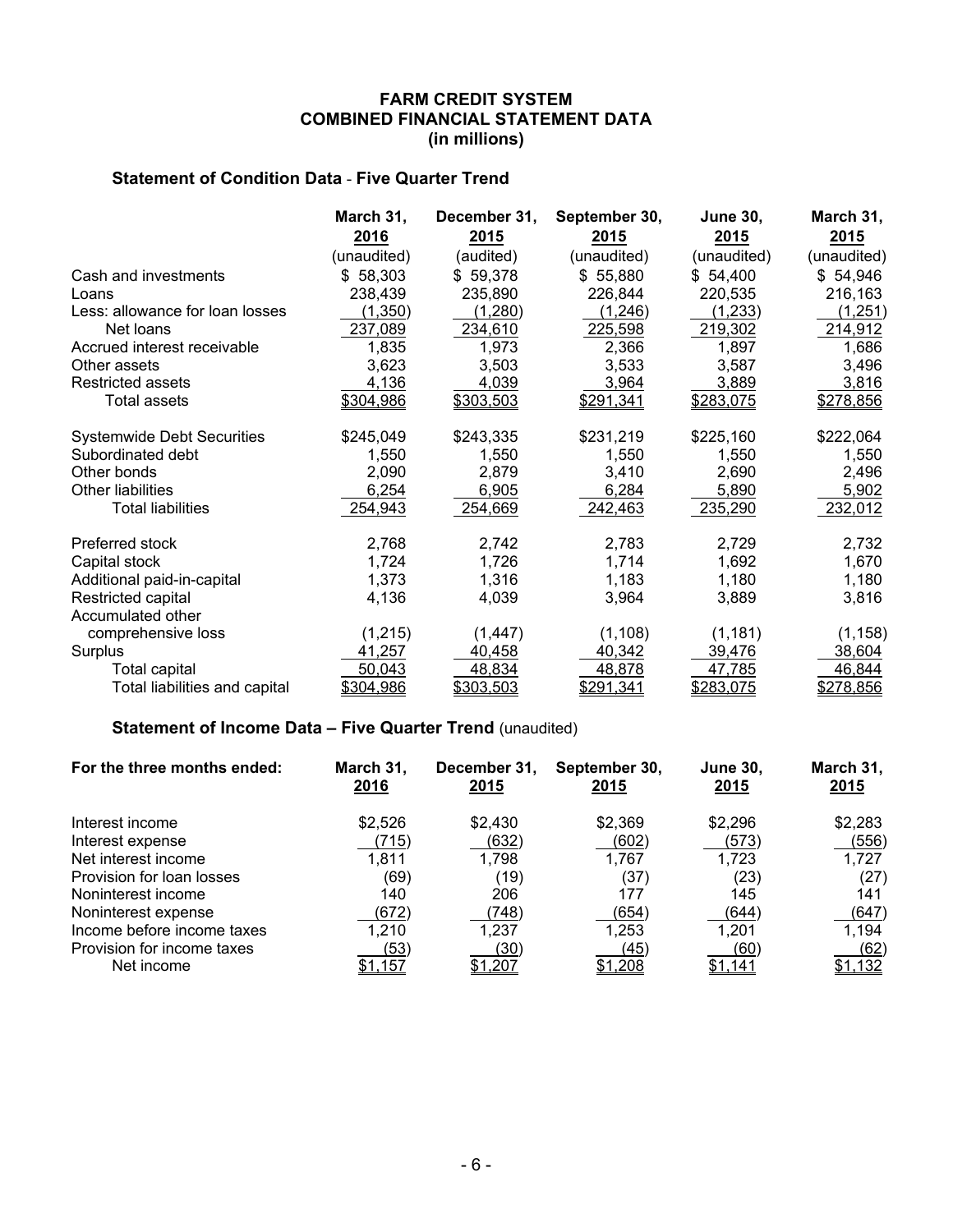# FARM CREDIT SYSTEM
## COMBINED FINANCIAL STATEMENT DATA
### (in millions)

**Statement of Condition Data - Five Quarter Trend**

| | March 31, 2016 (unaudited) | December 31, 2015 (audited) | September 30, 2015 (unaudited) | June 30, 2015 (unaudited) | March 31, 2015 (unaudited) |
|---|---|---|---|---|---|
| Cash and investments | $ 58,303 | $ 59,378 | $ 55,880 | $ 54,400 | $ 54,946 |
| Loans | 238,439 | 235,890 | 226,844 | 220,535 | 216,163 |
| Less: allowance for loan losses | (1,350) | (1,280) | (1,246) | (1,233) | (1,251) |
| Net loans | 237,089 | 234,610 | 225,598 | 219,302 | 214,912 |
| Accrued interest receivable | 1,835 | 1,973 | 2,366 | 1,897 | 1,686 |
| Other assets | 3,623 | 3,503 | 3,533 | 3,587 | 3,496 |
| Restricted assets | 4,136 | 4,039 | 3,964 | 3,889 | 3,816 |
| Total assets | $304,986 | $303,503 | $291,341 | $283,075 | $278,856 |
| Systemwide Debt Securities | $245,049 | $243,335 | $231,219 | $225,160 | $222,064 |
| Subordinated debt | 1,550 | 1,550 | 1,550 | 1,550 | 1,550 |
| Other bonds | 2,090 | 2,879 | 3,410 | 2,690 | 2,496 |
| Other liabilities | 6,254 | 6,905 | 6,284 | 5,890 | 5,902 |
| Total liabilities | 254,943 | 254,669 | 242,463 | 235,290 | 232,012 |
| Preferred stock | 2,768 | 2,742 | 2,783 | 2,729 | 2,732 |
| Capital stock | 1,724 | 1,726 | 1,714 | 1,692 | 1,670 |
| Additional paid-in-capital | 1,373 | 1,316 | 1,183 | 1,180 | 1,180 |
| Restricted capital | 4,136 | 4,039 | 3,964 | 3,889 | 3,816 |
| Accumulated other comprehensive loss | (1,215) | (1,447) | (1,108) | (1,181) | (1,158) |
| Surplus | 41,257 | 40,458 | 40,342 | 39,476 | 38,604 |
| Total capital | 50,043 | 48,834 | 48,878 | 47,785 | 46,844 |
| Total liabilities and capital | $304,986 | $303,503 | $291,341 | $283,075 | $278,856 |

**Statement of Income Data – Five Quarter Trend** (unaudited)

| For the three months ended: | March 31, 2016 | December 31, 2015 | September 30, 2015 | June 30, 2015 | March 31, 2015 |
|---|---|---|---|---|---|
| Interest income | $2,526 | $2,430 | $2,369 | $2,296 | $2,283 |
| Interest expense | (715) | (632) | (602) | (573) | (556) |
| Net interest income | 1,811 | 1,798 | 1,767 | 1,723 | 1,727 |
| Provision for loan losses | (69) | (19) | (37) | (23) | (27) |
| Noninterest income | 140 | 206 | 177 | 145 | 141 |
| Noninterest expense | (672) | (748) | (654) | (644) | (647) |
| Income before income taxes | 1,210 | 1,237 | 1,253 | 1,201 | 1,194 |
| Provision for income taxes | (53) | (30) | (45) | (60) | (62) |
| Net income | $1,157 | $1,207 | $1,208 | $1,141 | $1,132 |